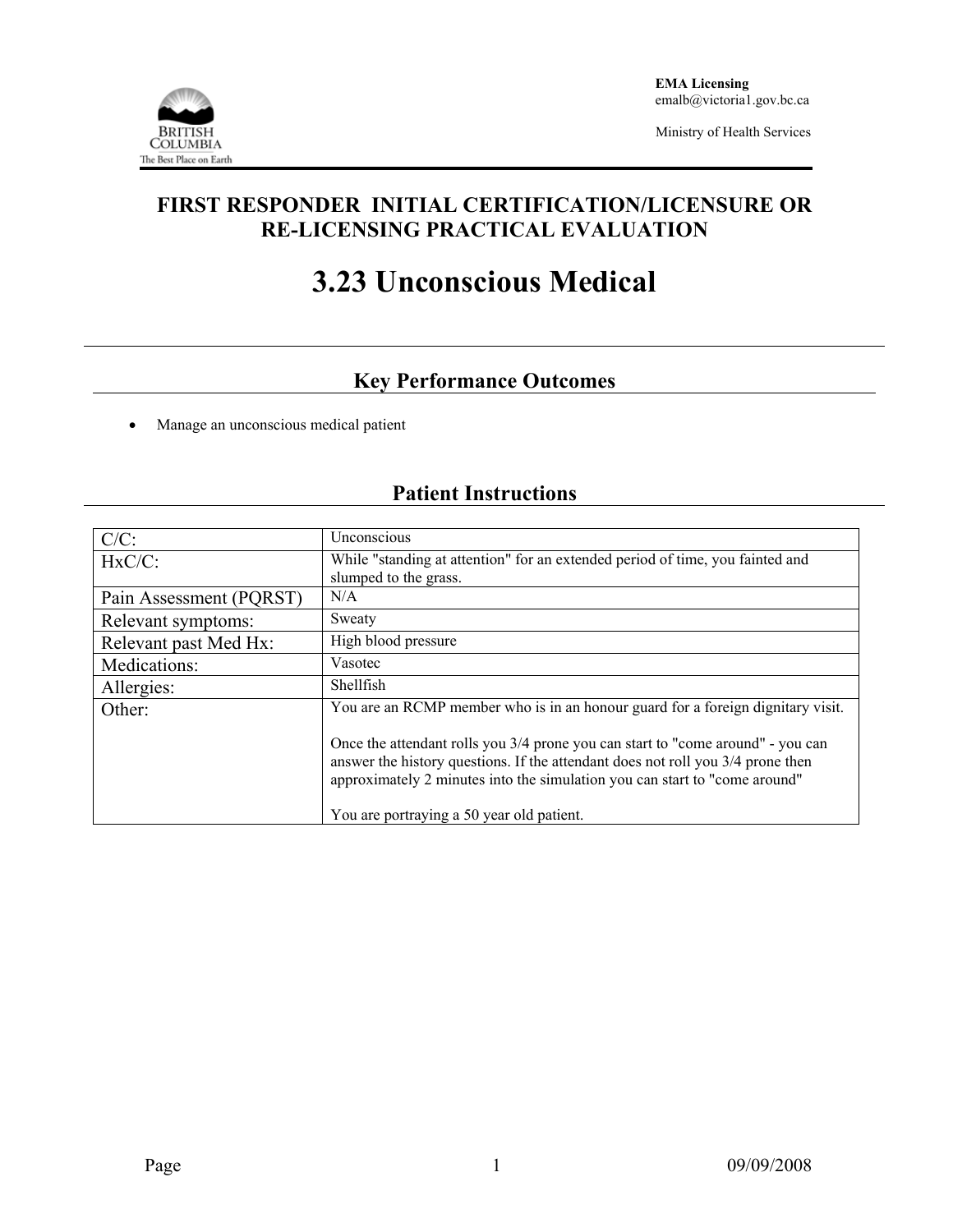EMA Licensing
emalb@victoria1.gov.bc.ca

Ministry of Health Services

# FIRST RESPONDER INITIAL CERTIFICATION/LICENSURE OR RE-LICENSING PRACTICAL EVALUATION

# 3.23 Unconscious Medical

## Key Performance Outcomes

- Manage an unconscious medical patient

## Patient Instructions

| | |
|---|---|
| C/C: | Unconscious |
| HxC/C: | While "standing at attention" for an extended period of time, you fainted and slumped to the grass. |
| Pain Assessment (PQRST) | N/A |
| Relevant symptoms: | Sweaty |
| Relevant past Med Hx: | High blood pressure |
| Medications: | Vasotec |
| Allergies: | Shellfish |
| Other: | You are an RCMP member who is in an honour guard for a foreign dignitary visit.<br><br>Once the attendant rolls you 3/4 prone you can start to "come around" - you can answer the history questions. If the attendant does not roll you 3/4 prone then approximately 2 minutes into the simulation you can start to "come around"<br><br>You are portraying a 50 year old patient. |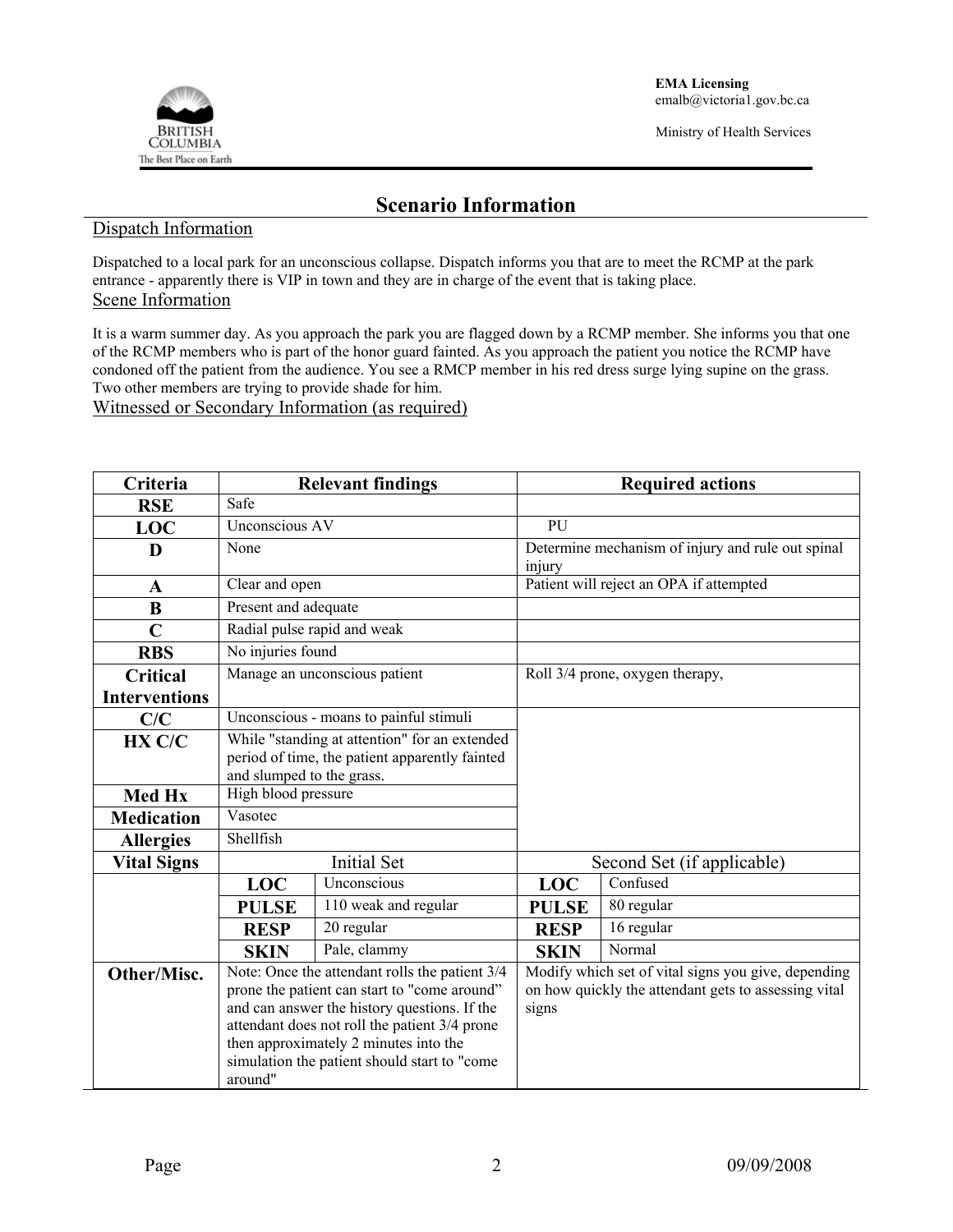EMA Licensing
emalb@victoria1.gov.bc.ca

Ministry of Health Services

## Scenario Information

### Dispatch Information

Dispatched to a local park for an unconscious collapse. Dispatch informs you that are to meet the RCMP at the park entrance - apparently there is VIP in town and they are in charge of the event that is taking place.

### Scene Information

It is a warm summer day. As you approach the park you are flagged down by a RCMP member. She informs you that one of the RCMP members who is part of the honor guard fainted. As you approach the patient you notice the RCMP have condoned off the patient from the audience. You see a RMCP member in his red dress surge lying supine on the grass. Two other members are trying to provide shade for him.

### Witnessed or Secondary Information (as required)

| Criteria | Relevant findings | | Required actions | |
|---|---|---|---|---|
| **RSE** | Safe | | | |
| **LOC** | Unconscious AV | | PU | |
| **D** | None | | Determine mechanism of injury and rule out spinal injury | |
| **A** | Clear and open | | Patient will reject an OPA if attempted | |
| **B** | Present and adequate | | | |
| **C** | Radial pulse rapid and weak | | | |
| **RBS** | No injuries found | | | |
| **Critical Interventions** | Manage an unconscious patient | | Roll 3/4 prone, oxygen therapy, | |
| **C/C** | Unconscious - moans to painful stimuli | | | |
| **HX C/C** | While "standing at attention" for an extended period of time, the patient apparently fainted and slumped to the grass. | | | |
| **Med Hx** | High blood pressure | | | |
| **Medication** | Vasotec | | | |
| **Allergies** | Shellfish | | | |
| **Vital Signs** | Initial Set | | Second Set (if applicable) | |
| | **LOC** | Unconscious | **LOC** | Confused |
| | **PULSE** | 110 weak and regular | **PULSE** | 80 regular |
| | **RESP** | 20 regular | **RESP** | 16 regular |
| | **SKIN** | Pale, clammy | **SKIN** | Normal |
| **Other/Misc.** | Note: Once the attendant rolls the patient 3/4 prone the patient can start to "come around" and can answer the history questions. If the attendant does not roll the patient 3/4 prone then approximately 2 minutes into the simulation the patient should start to "come around" | | Modify which set of vital signs you give, depending on how quickly the attendant gets to assessing vital signs | |